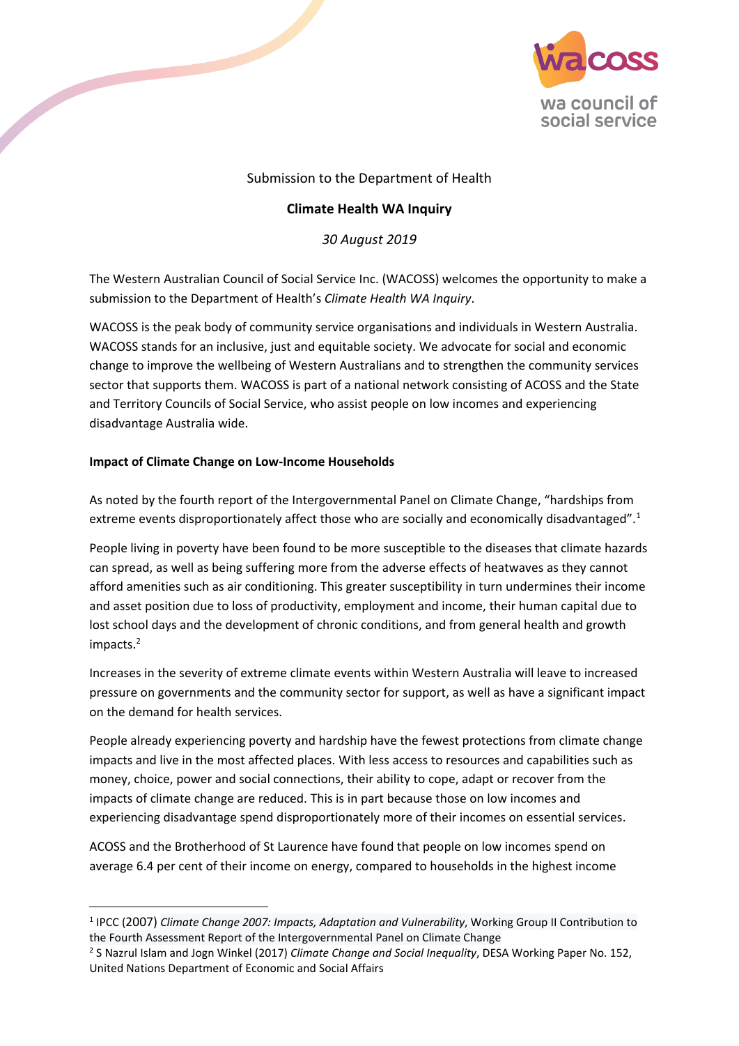Submission to the Department of Health

**Climate Health WA Inquiry**

*30 August 2019*

The Western Australian Council of Social Service Inc. (WACOSS) welcomes the opportunity to make a submission to the Department of Health's *Climate Health WA Inquiry*.

WACOSS is the peak body of community service organisations and individuals in Western Australia. WACOSS stands for an inclusive, just and equitable society. We advocate for social and economic change to improve the wellbeing of Western Australians and to strengthen the community services sector that supports them. WACOSS is part of a national network consisting of ACOSS and the State and Territory Councils of Social Service, who assist people on low incomes and experiencing disadvantage Australia wide.

**Impact of Climate Change on Low-Income Households**

As noted by the fourth report of the Intergovernmental Panel on Climate Change, "hardships from extreme events disproportionately affect those who are socially and economically disadvantaged".[1]

People living in poverty have been found to be more susceptible to the diseases that climate hazards can spread, as well as being suffering more from the adverse effects of heatwaves as they cannot afford amenities such as air conditioning. This greater susceptibility in turn undermines their income and asset position due to loss of productivity, employment and income, their human capital due to lost school days and the development of chronic conditions, and from general health and growth impacts.[2]

Increases in the severity of extreme climate events within Western Australia will leave to increased pressure on governments and the community sector for support, as well as have a significant impact on the demand for health services.

People already experiencing poverty and hardship have the fewest protections from climate change impacts and live in the most affected places. With less access to resources and capabilities such as money, choice, power and social connections, their ability to cope, adapt or recover from the impacts of climate change are reduced. This is in part because those on low incomes and experiencing disadvantage spend disproportionately more of their incomes on essential services.

ACOSS and the Brotherhood of St Laurence have found that people on low incomes spend on average 6.4 per cent of their income on energy, compared to households in the highest income

---

[1] IPCC (2007) *Climate Change 2007: Impacts, Adaptation and Vulnerability*, Working Group II Contribution to the Fourth Assessment Report of the Intergovernmental Panel on Climate Change

[2] S Nazrul Islam and Jogn Winkel (2017) *Climate Change and Social Inequality*, DESA Working Paper No. 152, United Nations Department of Economic and Social Affairs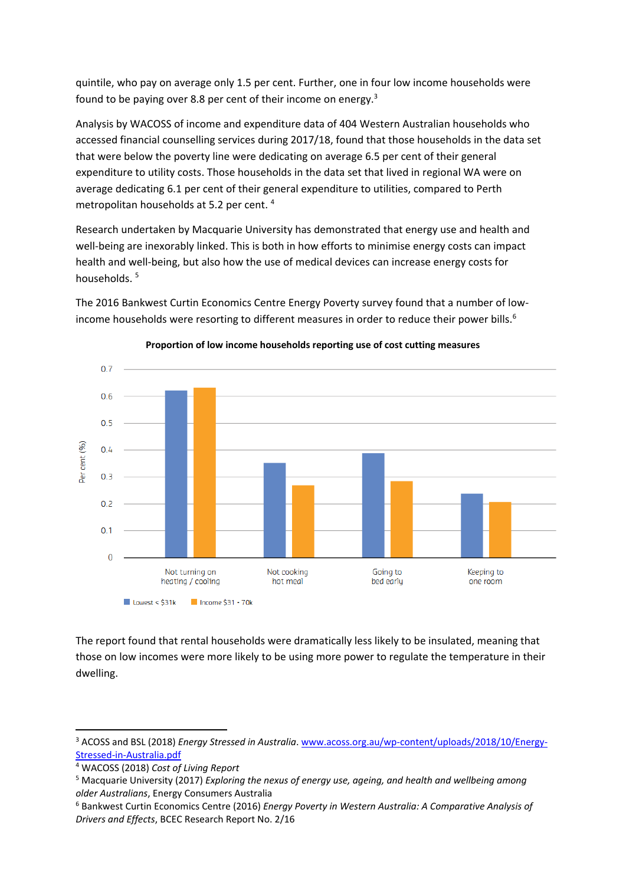quintile, who pay on average only 1.5 per cent. Further, one in four low income households were found to be paying over 8.8 per cent of their income on energy.[3]

Analysis by WACOSS of income and expenditure data of 404 Western Australian households who accessed financial counselling services during 2017/18, found that those households in the data set that were below the poverty line were dedicating on average 6.5 per cent of their general expenditure to utility costs. Those households in the data set that lived in regional WA were on average dedicating 6.1 per cent of their general expenditure to utilities, compared to Perth metropolitan households at 5.2 per cent. [4]

Research undertaken by Macquarie University has demonstrated that energy use and health and well-being are inexorably linked. This is both in how efforts to minimise energy costs can impact health and well-being, but also how the use of medical devices can increase energy costs for households. [5]

The 2016 Bankwest Curtin Economics Centre Energy Poverty survey found that a number of low-income households were resorting to different measures in order to reduce their power bills.[6]

**Proportion of low income households reporting use of cost cutting measures**

The report found that rental households were dramatically less likely to be insulated, meaning that those on low incomes were more likely to be using more power to regulate the temperature in their dwelling.

---

[3] ACOSS and BSL (2018) *Energy Stressed in Australia*. www.acoss.org.au/wp-content/uploads/2018/10/Energy-Stressed-in-Australia.pdf

[4] WACOSS (2018) *Cost of Living Report*

[5] Macquarie University (2017) *Exploring the nexus of energy use, ageing, and health and wellbeing among older Australians*, Energy Consumers Australia

[6] Bankwest Curtin Economics Centre (2016) *Energy Poverty in Western Australia: A Comparative Analysis of Drivers and Effects*, BCEC Research Report No. 2/16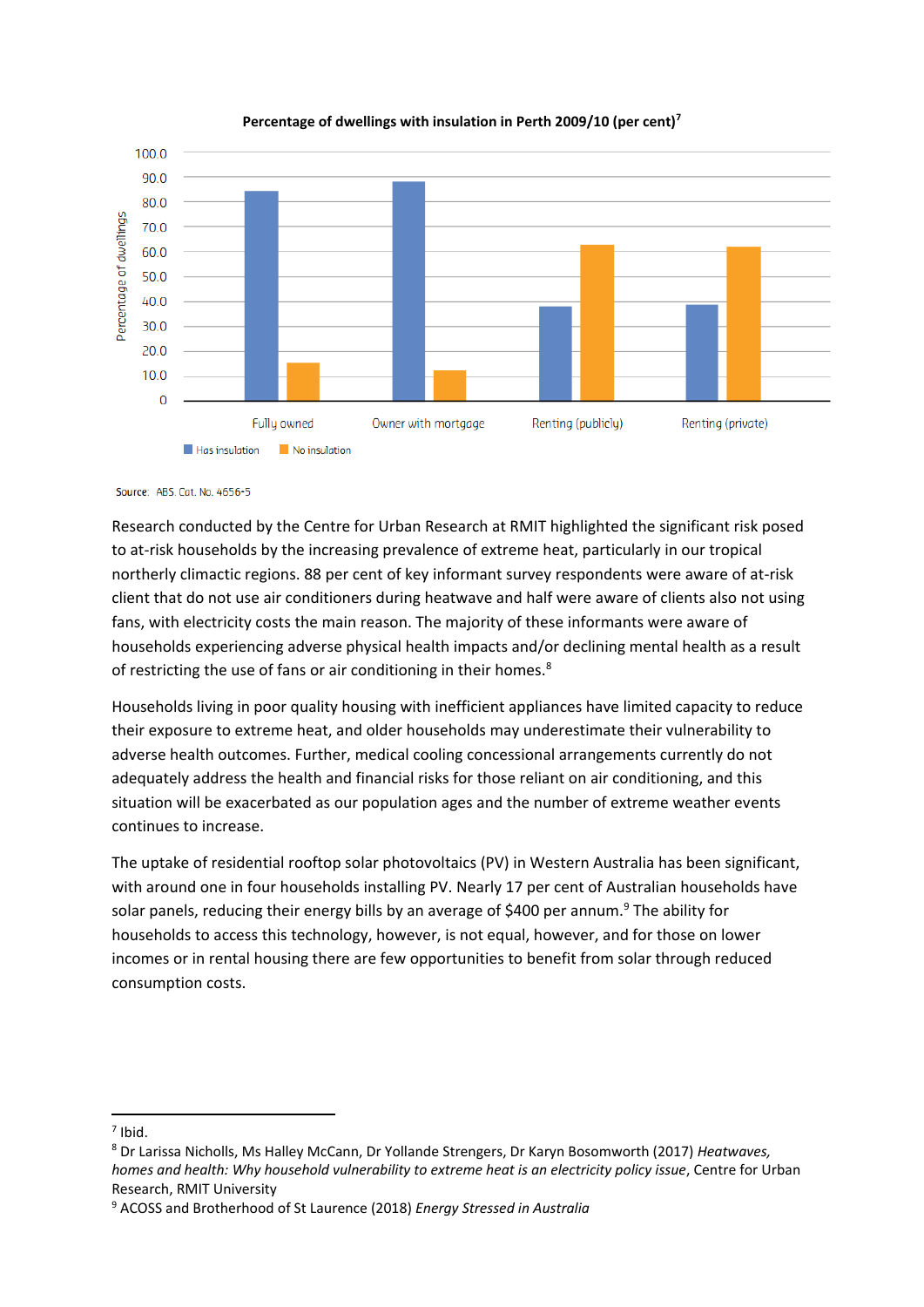**Percentage of dwellings with insulation in Perth 2009/10 (per cent)**[7]

Source: ABS. Cat. No. 4656-5

Research conducted by the Centre for Urban Research at RMIT highlighted the significant risk posed to at-risk households by the increasing prevalence of extreme heat, particularly in our tropical northerly climactic regions. 88 per cent of key informant survey respondents were aware of at-risk client that do not use air conditioners during heatwave and half were aware of clients also not using fans, with electricity costs the main reason. The majority of these informants were aware of households experiencing adverse physical health impacts and/or declining mental health as a result of restricting the use of fans or air conditioning in their homes.[8]

Households living in poor quality housing with inefficient appliances have limited capacity to reduce their exposure to extreme heat, and older households may underestimate their vulnerability to adverse health outcomes. Further, medical cooling concessional arrangements currently do not adequately address the health and financial risks for those reliant on air conditioning, and this situation will be exacerbated as our population ages and the number of extreme weather events continues to increase.

The uptake of residential rooftop solar photovoltaics (PV) in Western Australia has been significant, with around one in four households installing PV. Nearly 17 per cent of Australian households have solar panels, reducing their energy bills by an average of $400 per annum.[9] The ability for households to access this technology, however, is not equal, however, and for those on lower incomes or in rental housing there are few opportunities to benefit from solar through reduced consumption costs.

---

[7] Ibid.

[8] Dr Larissa Nicholls, Ms Halley McCann, Dr Yollande Strengers, Dr Karyn Bosomworth (2017) *Heatwaves, homes and health: Why household vulnerability to extreme heat is an electricity policy issue*, Centre for Urban Research, RMIT University

[9] ACOSS and Brotherhood of St Laurence (2018) *Energy Stressed in Australia*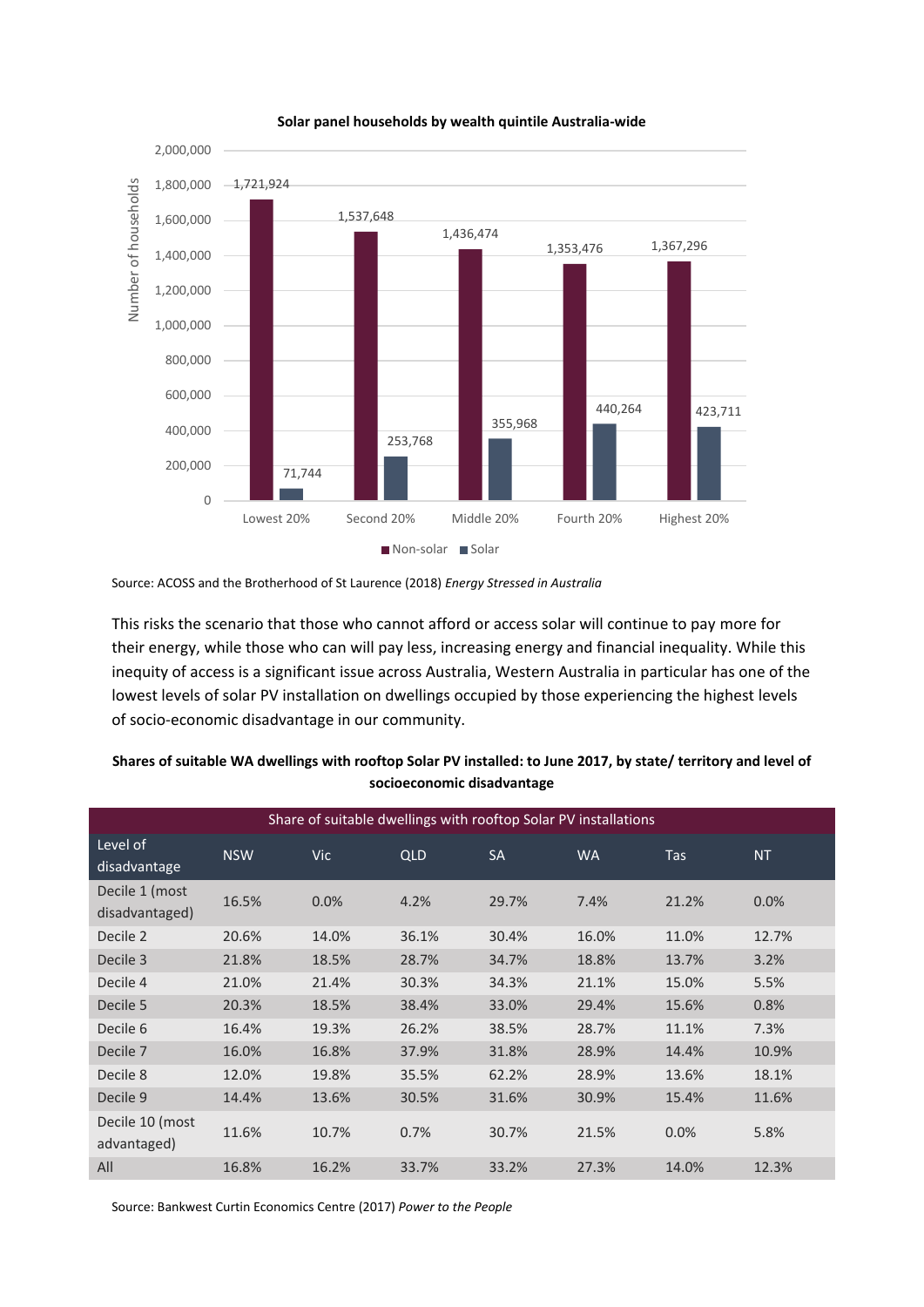**Solar panel households by wealth quintile Australia-wide**

| | Lowest 20% | Second 20% | Middle 20% | Fourth 20% | Highest 20% |
|---|---|---|---|---|---|
| Non-solar | 1,721,924 | 1,537,648 | 1,436,474 | 1,353,476 | 1,367,296 |
| Solar | 71,744 | 253,768 | 355,968 | 440,264 | 423,711 |

Source: ACOSS and the Brotherhood of St Laurence (2018) *Energy Stressed in Australia*

This risks the scenario that those who cannot afford or access solar will continue to pay more for their energy, while those who can will pay less, increasing energy and financial inequality. While this inequity of access is a significant issue across Australia, Western Australia in particular has one of the lowest levels of solar PV installation on dwellings occupied by those experiencing the highest levels of socio-economic disadvantage in our community.

**Shares of suitable WA dwellings with rooftop Solar PV installed: to June 2017, by state/ territory and level of socioeconomic disadvantage**

| Share of suitable dwellings with rooftop Solar PV installations | | | | | | | |
|---|---|---|---|---|---|---|---|
| Level of disadvantage | NSW | Vic | QLD | SA | WA | Tas | NT |
| Decile 1 (most disadvantaged) | 16.5% | 0.0% | 4.2% | 29.7% | 7.4% | 21.2% | 0.0% |
| Decile 2 | 20.6% | 14.0% | 36.1% | 30.4% | 16.0% | 11.0% | 12.7% |
| Decile 3 | 21.8% | 18.5% | 28.7% | 34.7% | 18.8% | 13.7% | 3.2% |
| Decile 4 | 21.0% | 21.4% | 30.3% | 34.3% | 21.1% | 15.0% | 5.5% |
| Decile 5 | 20.3% | 18.5% | 38.4% | 33.0% | 29.4% | 15.6% | 0.8% |
| Decile 6 | 16.4% | 19.3% | 26.2% | 38.5% | 28.7% | 11.1% | 7.3% |
| Decile 7 | 16.0% | 16.8% | 37.9% | 31.8% | 28.9% | 14.4% | 10.9% |
| Decile 8 | 12.0% | 19.8% | 35.5% | 62.2% | 28.9% | 13.6% | 18.1% |
| Decile 9 | 14.4% | 13.6% | 30.5% | 31.6% | 30.9% | 15.4% | 11.6% |
| Decile 10 (most advantaged) | 11.6% | 10.7% | 0.7% | 30.7% | 21.5% | 0.0% | 5.8% |
| All | 16.8% | 16.2% | 33.7% | 33.2% | 27.3% | 14.0% | 12.3% |

Source: Bankwest Curtin Economics Centre (2017) *Power to the People*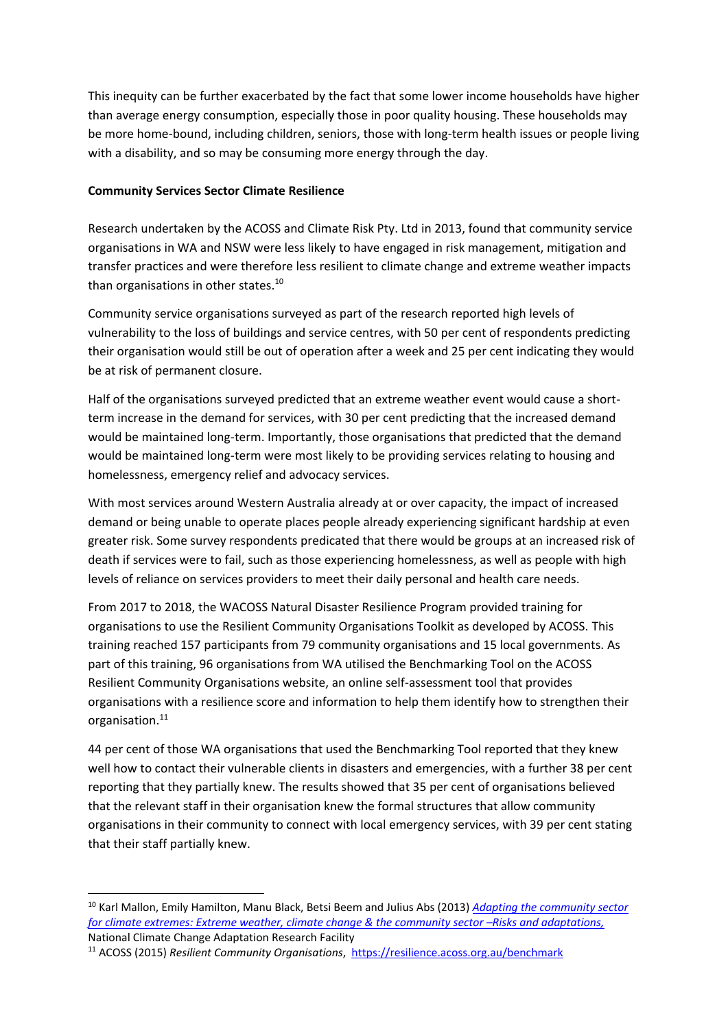This inequity can be further exacerbated by the fact that some lower income households have higher than average energy consumption, especially those in poor quality housing. These households may be more home-bound, including children, seniors, those with long-term health issues or people living with a disability, and so may be consuming more energy through the day.

**Community Services Sector Climate Resilience**

Research undertaken by the ACOSS and Climate Risk Pty. Ltd in 2013, found that community service organisations in WA and NSW were less likely to have engaged in risk management, mitigation and transfer practices and were therefore less resilient to climate change and extreme weather impacts than organisations in other states.[10]

Community service organisations surveyed as part of the research reported high levels of vulnerability to the loss of buildings and service centres, with 50 per cent of respondents predicting their organisation would still be out of operation after a week and 25 per cent indicating they would be at risk of permanent closure.

Half of the organisations surveyed predicted that an extreme weather event would cause a short-term increase in the demand for services, with 30 per cent predicting that the increased demand would be maintained long-term. Importantly, those organisations that predicted that the demand would be maintained long-term were most likely to be providing services relating to housing and homelessness, emergency relief and advocacy services.

With most services around Western Australia already at or over capacity, the impact of increased demand or being unable to operate places people already experiencing significant hardship at even greater risk. Some survey respondents predicated that there would be groups at an increased risk of death if services were to fail, such as those experiencing homelessness, as well as people with high levels of reliance on services providers to meet their daily personal and health care needs.

From 2017 to 2018, the WACOSS Natural Disaster Resilience Program provided training for organisations to use the Resilient Community Organisations Toolkit as developed by ACOSS. This training reached 157 participants from 79 community organisations and 15 local governments. As part of this training, 96 organisations from WA utilised the Benchmarking Tool on the ACOSS Resilient Community Organisations website, an online self-assessment tool that provides organisations with a resilience score and information to help them identify how to strengthen their organisation.[11]

44 per cent of those WA organisations that used the Benchmarking Tool reported that they knew well how to contact their vulnerable clients in disasters and emergencies, with a further 38 per cent reporting that they partially knew. The results showed that 35 per cent of organisations believed that the relevant staff in their organisation knew the formal structures that allow community organisations in their community to connect with local emergency services, with 39 per cent stating that their staff partially knew.

---

[10] Karl Mallon, Emily Hamilton, Manu Black, Betsi Beem and Julius Abs (2013) *Adapting the community sector for climate extremes: Extreme weather, climate change & the community sector –Risks and adaptations,* National Climate Change Adaptation Research Facility

[11] ACOSS (2015) *Resilient Community Organisations*, https://resilience.acoss.org.au/benchmark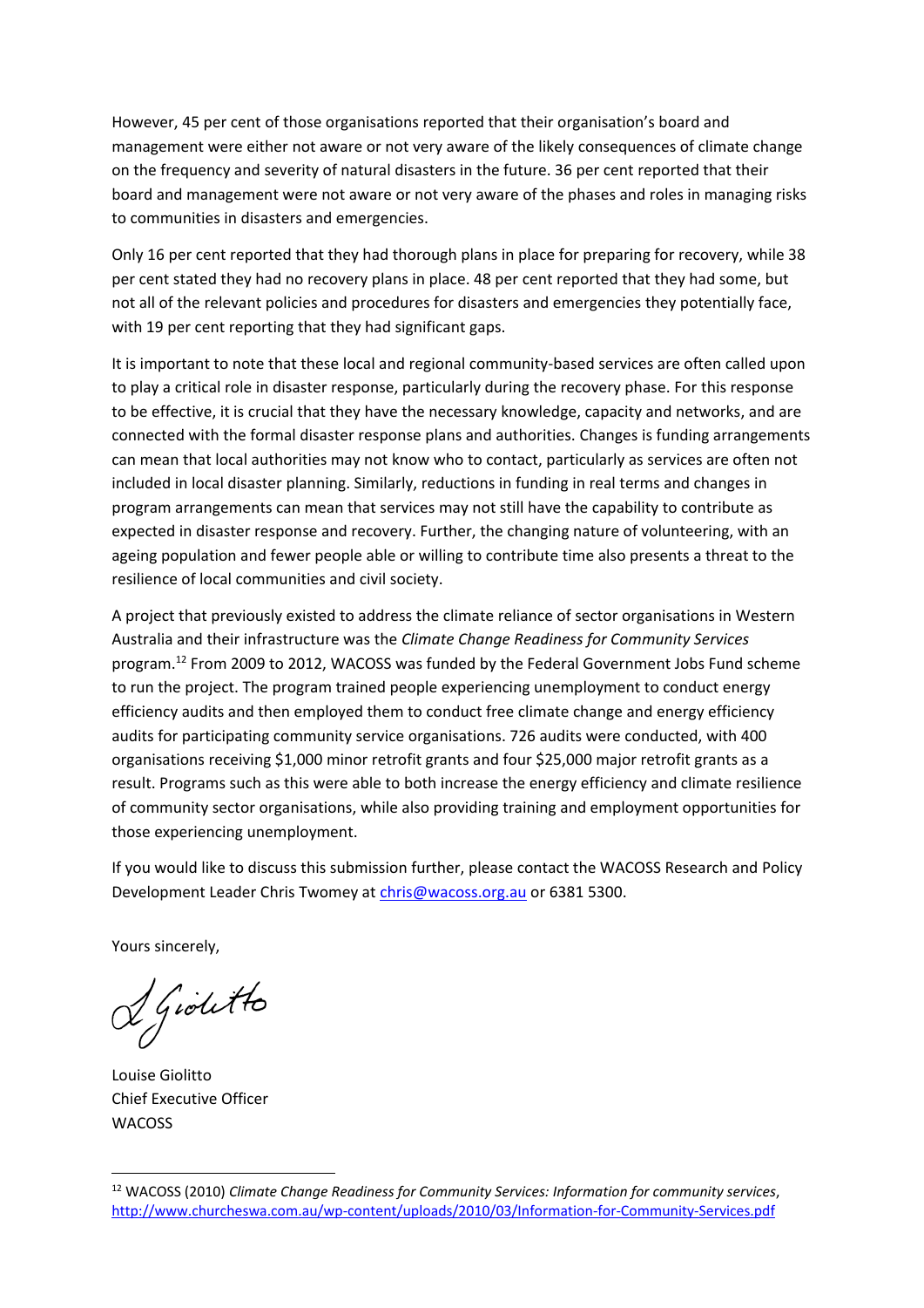However, 45 per cent of those organisations reported that their organisation's board and management were either not aware or not very aware of the likely consequences of climate change on the frequency and severity of natural disasters in the future. 36 per cent reported that their board and management were not aware or not very aware of the phases and roles in managing risks to communities in disasters and emergencies.

Only 16 per cent reported that they had thorough plans in place for preparing for recovery, while 38 per cent stated they had no recovery plans in place. 48 per cent reported that they had some, but not all of the relevant policies and procedures for disasters and emergencies they potentially face, with 19 per cent reporting that they had significant gaps.

It is important to note that these local and regional community-based services are often called upon to play a critical role in disaster response, particularly during the recovery phase. For this response to be effective, it is crucial that they have the necessary knowledge, capacity and networks, and are connected with the formal disaster response plans and authorities. Changes is funding arrangements can mean that local authorities may not know who to contact, particularly as services are often not included in local disaster planning. Similarly, reductions in funding in real terms and changes in program arrangements can mean that services may not still have the capability to contribute as expected in disaster response and recovery. Further, the changing nature of volunteering, with an ageing population and fewer people able or willing to contribute time also presents a threat to the resilience of local communities and civil society.

A project that previously existed to address the climate reliance of sector organisations in Western Australia and their infrastructure was the *Climate Change Readiness for Community Services* program.[12] From 2009 to 2012, WACOSS was funded by the Federal Government Jobs Fund scheme to run the project. The program trained people experiencing unemployment to conduct energy efficiency audits and then employed them to conduct free climate change and energy efficiency audits for participating community service organisations. 726 audits were conducted, with 400 organisations receiving $1,000 minor retrofit grants and four $25,000 major retrofit grants as a result. Programs such as this were able to both increase the energy efficiency and climate resilience of community sector organisations, while also providing training and employment opportunities for those experiencing unemployment.

If you would like to discuss this submission further, please contact the WACOSS Research and Policy Development Leader Chris Twomey at chris@wacoss.org.au or 6381 5300.

Yours sincerely,

L Giolitto

Louise Giolitto
Chief Executive Officer
WACOSS

[12] WACOSS (2010) *Climate Change Readiness for Community Services: Information for community services*, http://www.churcheswa.com.au/wp-content/uploads/2010/03/Information-for-Community-Services.pdf